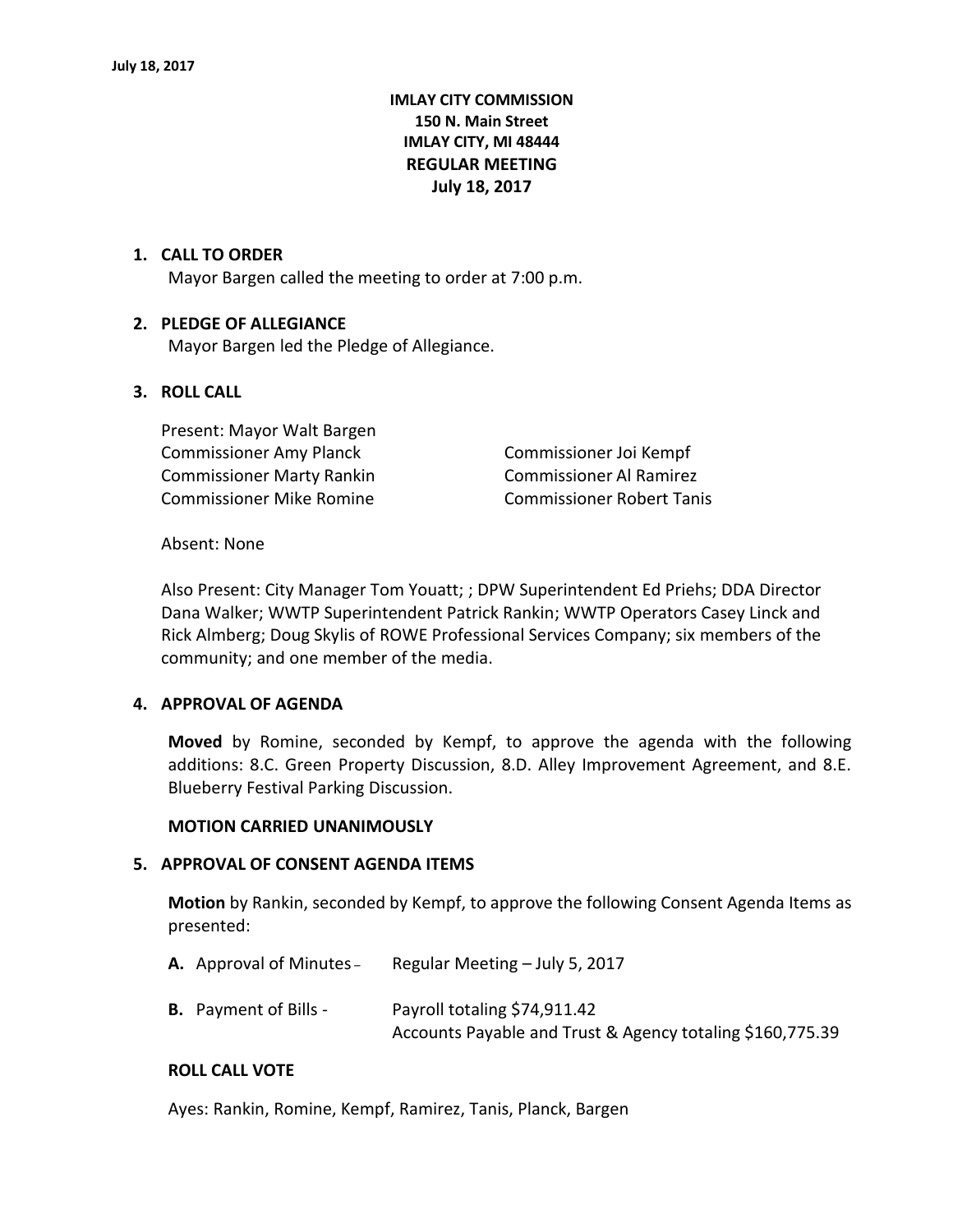# IMLAY CITY COMMISSION
## 150 N. Main Street
## IMLAY CITY, MI 48444
## REGULAR MEETING
## July 18, 2017

1. **CALL TO ORDER**

   Mayor Bargen called the meeting to order at 7:00 p.m.

2. **PLEDGE OF ALLEGIANCE**

   Mayor Bargen led the Pledge of Allegiance.

3. **ROLL CALL**

   Present: Mayor Walt Bargen
   Commissioner Amy Planck
   Commissioner Joi Kempf
   Commissioner Marty Rankin
   Commissioner Al Ramirez
   Commissioner Mike Romine
   Commissioner Robert Tanis

   Absent: None

   Also Present: City Manager Tom Youatt; ; DPW Superintendent Ed Priehs; DDA Director Dana Walker; WWTP Superintendent Patrick Rankin; WWTP Operators Casey Linck and Rick Almberg; Doug Skylis of ROWE Professional Services Company; six members of the community; and one member of the media.

4. **APPROVAL OF AGENDA**

   **Moved** by Romine, seconded by Kempf, to approve the agenda with the following additions: 8.C. Green Property Discussion, 8.D. Alley Improvement Agreement, and 8.E. Blueberry Festival Parking Discussion.

   **MOTION CARRIED UNANIMOUSLY**

5. **APPROVAL OF CONSENT AGENDA ITEMS**

   **Motion** by Rankin, seconded by Kempf, to approve the following Consent Agenda Items as presented:

   **A.** Approval of Minutes – Regular Meeting – July 5, 2017

   **B.** Payment of Bills - Payroll totaling $74,911.42
   Accounts Payable and Trust & Agency totaling $160,775.39

   **ROLL CALL VOTE**

   Ayes: Rankin, Romine, Kempf, Ramirez, Tanis, Planck, Bargen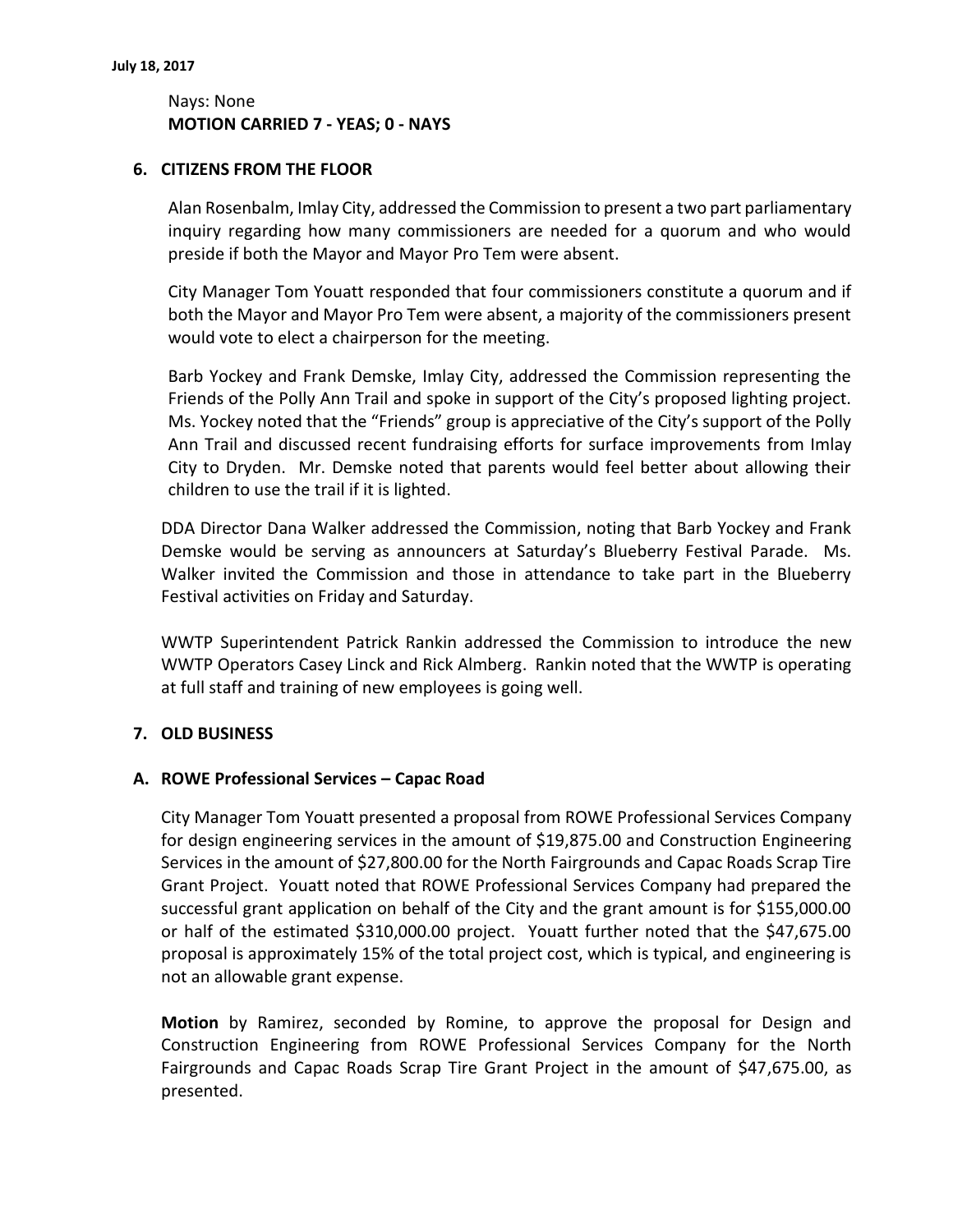Nays: None
**MOTION CARRIED 7 - YEAS; 0 - NAYS**

## 6. CITIZENS FROM THE FLOOR

Alan Rosenbalm, Imlay City, addressed the Commission to present a two part parliamentary inquiry regarding how many commissioners are needed for a quorum and who would preside if both the Mayor and Mayor Pro Tem were absent.

City Manager Tom Youatt responded that four commissioners constitute a quorum and if both the Mayor and Mayor Pro Tem were absent, a majority of the commissioners present would vote to elect a chairperson for the meeting.

Barb Yockey and Frank Demske, Imlay City, addressed the Commission representing the Friends of the Polly Ann Trail and spoke in support of the City's proposed lighting project. Ms. Yockey noted that the "Friends" group is appreciative of the City's support of the Polly Ann Trail and discussed recent fundraising efforts for surface improvements from Imlay City to Dryden. Mr. Demske noted that parents would feel better about allowing their children to use the trail if it is lighted.

DDA Director Dana Walker addressed the Commission, noting that Barb Yockey and Frank Demske would be serving as announcers at Saturday's Blueberry Festival Parade. Ms. Walker invited the Commission and those in attendance to take part in the Blueberry Festival activities on Friday and Saturday.

WWTP Superintendent Patrick Rankin addressed the Commission to introduce the new WWTP Operators Casey Linck and Rick Almberg. Rankin noted that the WWTP is operating at full staff and training of new employees is going well.

## 7. OLD BUSINESS

### A. ROWE Professional Services – Capac Road

City Manager Tom Youatt presented a proposal from ROWE Professional Services Company for design engineering services in the amount of $19,875.00 and Construction Engineering Services in the amount of $27,800.00 for the North Fairgrounds and Capac Roads Scrap Tire Grant Project. Youatt noted that ROWE Professional Services Company had prepared the successful grant application on behalf of the City and the grant amount is for $155,000.00 or half of the estimated $310,000.00 project. Youatt further noted that the $47,675.00 proposal is approximately 15% of the total project cost, which is typical, and engineering is not an allowable grant expense.

**Motion** by Ramirez, seconded by Romine, to approve the proposal for Design and Construction Engineering from ROWE Professional Services Company for the North Fairgrounds and Capac Roads Scrap Tire Grant Project in the amount of $47,675.00, as presented.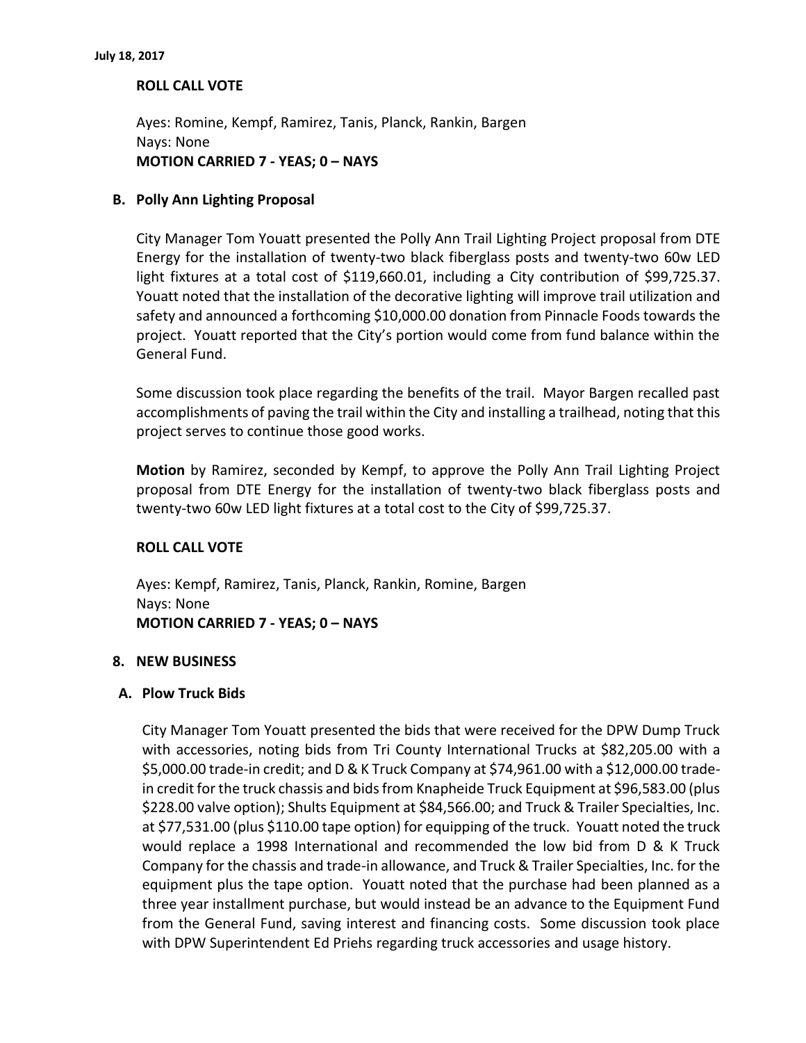**ROLL CALL VOTE**

Ayes: Romine, Kempf, Ramirez, Tanis, Planck, Rankin, Bargen
Nays: None
**MOTION CARRIED 7 - YEAS; 0 – NAYS**

**B. Polly Ann Lighting Proposal**

City Manager Tom Youatt presented the Polly Ann Trail Lighting Project proposal from DTE Energy for the installation of twenty-two black fiberglass posts and twenty-two 60w LED light fixtures at a total cost of $119,660.01, including a City contribution of $99,725.37. Youatt noted that the installation of the decorative lighting will improve trail utilization and safety and announced a forthcoming $10,000.00 donation from Pinnacle Foods towards the project. Youatt reported that the City's portion would come from fund balance within the General Fund.

Some discussion took place regarding the benefits of the trail. Mayor Bargen recalled past accomplishments of paving the trail within the City and installing a trailhead, noting that this project serves to continue those good works.

**Motion** by Ramirez, seconded by Kempf, to approve the Polly Ann Trail Lighting Project proposal from DTE Energy for the installation of twenty-two black fiberglass posts and twenty-two 60w LED light fixtures at a total cost to the City of $99,725.37.

**ROLL CALL VOTE**

Ayes: Kempf, Ramirez, Tanis, Planck, Rankin, Romine, Bargen
Nays: None
**MOTION CARRIED 7 - YEAS; 0 – NAYS**

**8. NEW BUSINESS**

**A. Plow Truck Bids**

City Manager Tom Youatt presented the bids that were received for the DPW Dump Truck with accessories, noting bids from Tri County International Trucks at $82,205.00 with a $5,000.00 trade-in credit; and D & K Truck Company at $74,961.00 with a $12,000.00 trade-in credit for the truck chassis and bids from Knapheide Truck Equipment at $96,583.00 (plus $228.00 valve option); Shults Equipment at $84,566.00; and Truck & Trailer Specialties, Inc. at $77,531.00 (plus $110.00 tape option) for equipping of the truck. Youatt noted the truck would replace a 1998 International and recommended the low bid from D & K Truck Company for the chassis and trade-in allowance, and Truck & Trailer Specialties, Inc. for the equipment plus the tape option. Youatt noted that the purchase had been planned as a three year installment purchase, but would instead be an advance to the Equipment Fund from the General Fund, saving interest and financing costs. Some discussion took place with DPW Superintendent Ed Priehs regarding truck accessories and usage history.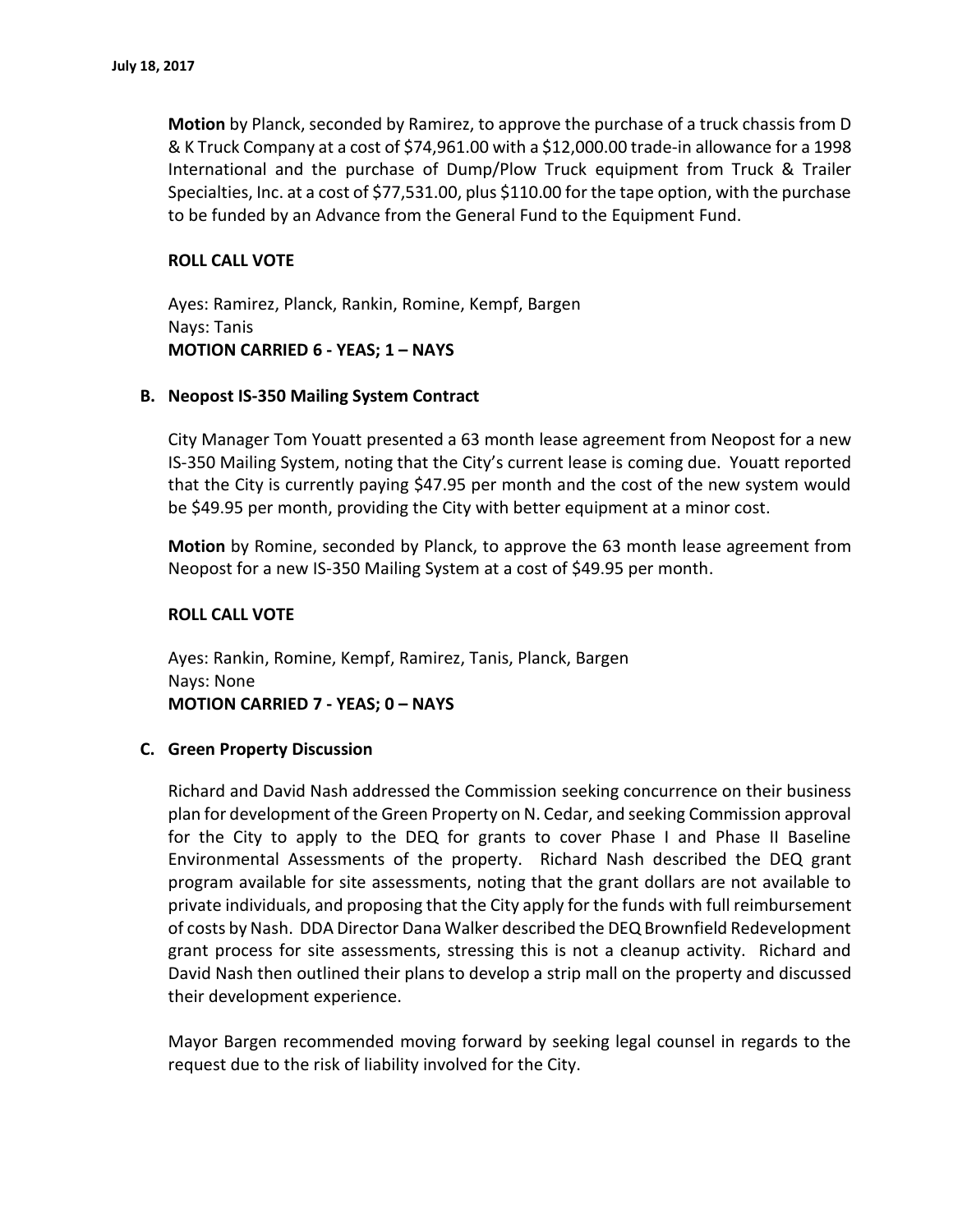**Motion** by Planck, seconded by Ramirez, to approve the purchase of a truck chassis from D & K Truck Company at a cost of $74,961.00 with a $12,000.00 trade-in allowance for a 1998 International and the purchase of Dump/Plow Truck equipment from Truck & Trailer Specialties, Inc. at a cost of $77,531.00, plus $110.00 for the tape option, with the purchase to be funded by an Advance from the General Fund to the Equipment Fund.

**ROLL CALL VOTE**

Ayes: Ramirez, Planck, Rankin, Romine, Kempf, Bargen
Nays: Tanis
**MOTION CARRIED 6 - YEAS; 1 – NAYS**

**B. Neopost IS-350 Mailing System Contract**

City Manager Tom Youatt presented a 63 month lease agreement from Neopost for a new IS-350 Mailing System, noting that the City's current lease is coming due. Youatt reported that the City is currently paying $47.95 per month and the cost of the new system would be $49.95 per month, providing the City with better equipment at a minor cost.

**Motion** by Romine, seconded by Planck, to approve the 63 month lease agreement from Neopost for a new IS-350 Mailing System at a cost of $49.95 per month.

**ROLL CALL VOTE**

Ayes: Rankin, Romine, Kempf, Ramirez, Tanis, Planck, Bargen
Nays: None
**MOTION CARRIED 7 - YEAS; 0 – NAYS**

**C. Green Property Discussion**

Richard and David Nash addressed the Commission seeking concurrence on their business plan for development of the Green Property on N. Cedar, and seeking Commission approval for the City to apply to the DEQ for grants to cover Phase I and Phase II Baseline Environmental Assessments of the property. Richard Nash described the DEQ grant program available for site assessments, noting that the grant dollars are not available to private individuals, and proposing that the City apply for the funds with full reimbursement of costs by Nash. DDA Director Dana Walker described the DEQ Brownfield Redevelopment grant process for site assessments, stressing this is not a cleanup activity. Richard and David Nash then outlined their plans to develop a strip mall on the property and discussed their development experience.

Mayor Bargen recommended moving forward by seeking legal counsel in regards to the request due to the risk of liability involved for the City.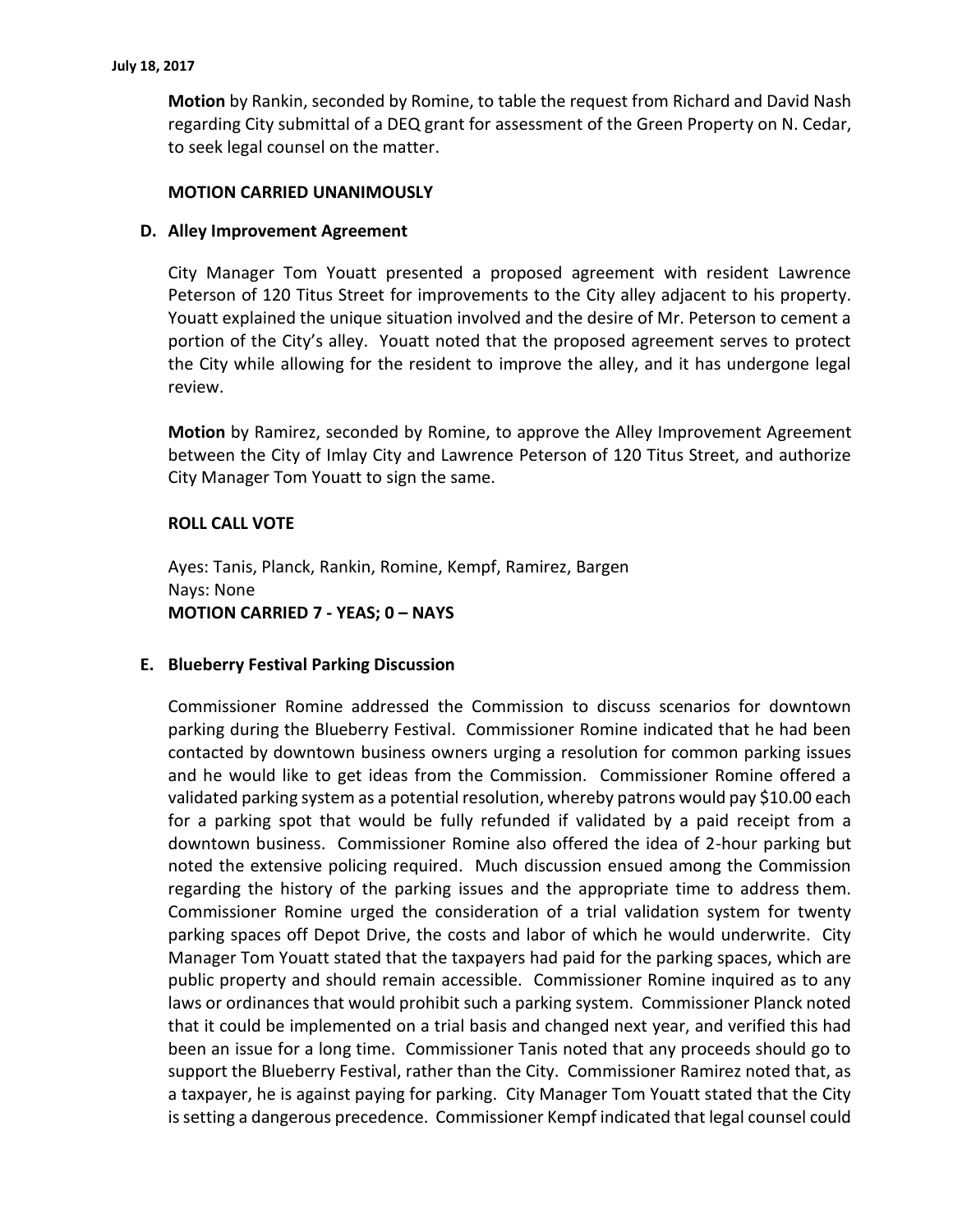**Motion** by Rankin, seconded by Romine, to table the request from Richard and David Nash regarding City submittal of a DEQ grant for assessment of the Green Property on N. Cedar, to seek legal counsel on the matter.

**MOTION CARRIED UNANIMOUSLY**

### D. Alley Improvement Agreement

City Manager Tom Youatt presented a proposed agreement with resident Lawrence Peterson of 120 Titus Street for improvements to the City alley adjacent to his property. Youatt explained the unique situation involved and the desire of Mr. Peterson to cement a portion of the City's alley. Youatt noted that the proposed agreement serves to protect the City while allowing for the resident to improve the alley, and it has undergone legal review.

**Motion** by Ramirez, seconded by Romine, to approve the Alley Improvement Agreement between the City of Imlay City and Lawrence Peterson of 120 Titus Street, and authorize City Manager Tom Youatt to sign the same.

**ROLL CALL VOTE**

Ayes: Tanis, Planck, Rankin, Romine, Kempf, Ramirez, Bargen
Nays: None
**MOTION CARRIED 7 - YEAS; 0 – NAYS**

### E. Blueberry Festival Parking Discussion

Commissioner Romine addressed the Commission to discuss scenarios for downtown parking during the Blueberry Festival. Commissioner Romine indicated that he had been contacted by downtown business owners urging a resolution for common parking issues and he would like to get ideas from the Commission. Commissioner Romine offered a validated parking system as a potential resolution, whereby patrons would pay $10.00 each for a parking spot that would be fully refunded if validated by a paid receipt from a downtown business. Commissioner Romine also offered the idea of 2-hour parking but noted the extensive policing required. Much discussion ensued among the Commission regarding the history of the parking issues and the appropriate time to address them. Commissioner Romine urged the consideration of a trial validation system for twenty parking spaces off Depot Drive, the costs and labor of which he would underwrite. City Manager Tom Youatt stated that the taxpayers had paid for the parking spaces, which are public property and should remain accessible. Commissioner Romine inquired as to any laws or ordinances that would prohibit such a parking system. Commissioner Planck noted that it could be implemented on a trial basis and changed next year, and verified this had been an issue for a long time. Commissioner Tanis noted that any proceeds should go to support the Blueberry Festival, rather than the City. Commissioner Ramirez noted that, as a taxpayer, he is against paying for parking. City Manager Tom Youatt stated that the City is setting a dangerous precedence. Commissioner Kempf indicated that legal counsel could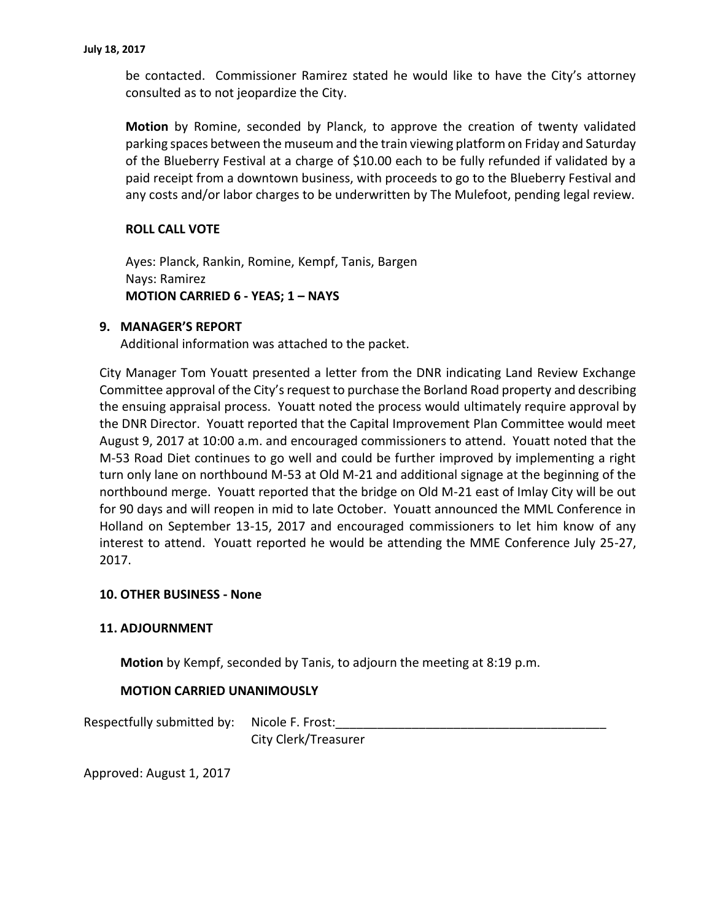be contacted. Commissioner Ramirez stated he would like to have the City's attorney consulted as to not jeopardize the City.

**Motion** by Romine, seconded by Planck, to approve the creation of twenty validated parking spaces between the museum and the train viewing platform on Friday and Saturday of the Blueberry Festival at a charge of $10.00 each to be fully refunded if validated by a paid receipt from a downtown business, with proceeds to go to the Blueberry Festival and any costs and/or labor charges to be underwritten by The Mulefoot, pending legal review.

**ROLL CALL VOTE**

Ayes: Planck, Rankin, Romine, Kempf, Tanis, Bargen
Nays: Ramirez
**MOTION CARRIED 6 - YEAS; 1 – NAYS**

## 9. MANAGER'S REPORT

Additional information was attached to the packet.

City Manager Tom Youatt presented a letter from the DNR indicating Land Review Exchange Committee approval of the City's request to purchase the Borland Road property and describing the ensuing appraisal process. Youatt noted the process would ultimately require approval by the DNR Director. Youatt reported that the Capital Improvement Plan Committee would meet August 9, 2017 at 10:00 a.m. and encouraged commissioners to attend. Youatt noted that the M-53 Road Diet continues to go well and could be further improved by implementing a right turn only lane on northbound M-53 at Old M-21 and additional signage at the beginning of the northbound merge. Youatt reported that the bridge on Old M-21 east of Imlay City will be out for 90 days and will reopen in mid to late October. Youatt announced the MML Conference in Holland on September 13-15, 2017 and encouraged commissioners to let him know of any interest to attend. Youatt reported he would be attending the MME Conference July 25-27, 2017.

## 10. OTHER BUSINESS - None

## 11. ADJOURNMENT

**Motion** by Kempf, seconded by Tanis, to adjourn the meeting at 8:19 p.m.

**MOTION CARRIED UNANIMOUSLY**

Respectfully submitted by: Nicole F. Frost:_______________________________________
City Clerk/Treasurer

Approved: August 1, 2017